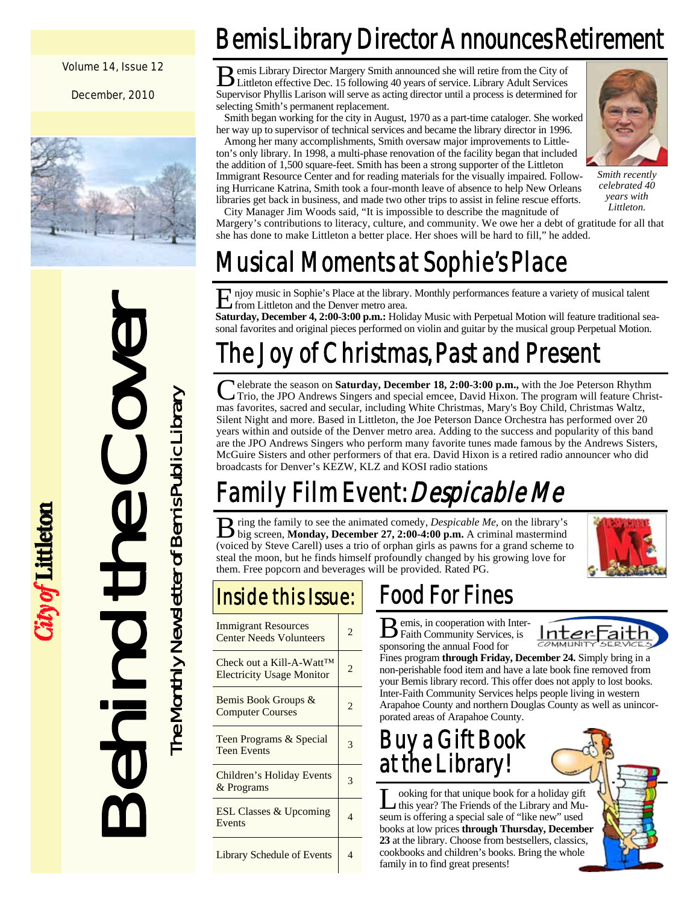Volume 14, Issue 12

December, 2010

# Behind the Cover

The Monthly Newsletter of Bemis Public Library

City of Littleton

## Bemis Library Director Announces Retirement

Bemis Library Director Margery Smith announced she will retire from the City of Littleton effective Dec. 15 following 40 years of service. Library Adult Services Supervisor Phyllis Larison will serve as acting director until a process is determined for selecting Smith's permanent replacement.

Smith began working for the city in August, 1970 as a part-time cataloger. She worked her way up to supervisor of technical services and became the library director in 1996.

Among her many accomplishments, Smith oversaw major improvements to Littleton's only library. In 1998, a multi-phase renovation of the facility began that included the addition of 1,500 square-feet. Smith has been a strong supporter of the Littleton Immigrant Resource Center and for reading materials for the visually impaired. Following Hurricane Katrina, Smith took a four-month leave of absence to help New Orleans libraries get back in business, and made two other trips to assist in feline rescue efforts.

*Smith recently celebrated 40 years with Littleton.*

City Manager Jim Woods said, "It is impossible to describe the magnitude of Margery's contributions to literacy, culture, and community. We owe her a debt of gratitude for all that she has done to make Littleton a better place. Her shoes will be hard to fill," he added.

## Musical Moments at Sophie's Place

Enjoy music in Sophie's Place at the library. Monthly performances feature a variety of musical talent from Littleton and the Denver metro area.

**Saturday, December 4, 2:00-3:00 p.m.:** Holiday Music with Perpetual Motion will feature traditional seasonal favorites and original pieces performed on violin and guitar by the musical group Perpetual Motion.

## The Joy of Christmas, Past and Present

Celebrate the season on **Saturday, December 18, 2:00-3:00 p.m.,** with the Joe Peterson Rhythm Trio, the JPO Andrews Singers and special emcee, David Hixon. The program will feature Christmas favorites, sacred and secular, including White Christmas, Mary's Boy Child, Christmas Waltz, Silent Night and more. Based in Littleton, the Joe Peterson Dance Orchestra has performed over 20 years within and outside of the Denver metro area. Adding to the success and popularity of this band are the JPO Andrews Singers who perform many favorite tunes made famous by the Andrews Sisters, McGuire Sisters and other performers of that era. David Hixon is a retired radio announcer who did broadcasts for Denver's KEZW, KLZ and KOSI radio stations

## Family Film Event: *Despicable Me*

Bring the family to see the animated comedy, *Despicable Me*, on the library's big screen, **Monday, December 27, 2:00-4:00 p.m.** A criminal mastermind (voiced by Steve Carell) uses a trio of orphan girls as pawns for a grand scheme to steal the moon, but he finds himself profoundly changed by his growing love for them. Free popcorn and beverages will be provided. Rated PG.

## Inside this Issue:

| Article | Page |
|---|---|
| Immigrant Resources Center Needs Volunteers | 2 |
| Check out a Kill-A-Watt™ Electricity Usage Monitor | 2 |
| Bemis Book Groups & Computer Courses | 2 |
| Teen Programs & Special Teen Events | 3 |
| Children's Holiday Events & Programs | 3 |
| ESL Classes & Upcoming Events | 4 |
| Library Schedule of Events | 4 |

## Food For Fines

Bemis, in cooperation with Inter-Faith Community Services, is sponsoring the annual Food for Fines program **through Friday, December 24.** Simply bring in a non-perishable food item and have a late book fine removed from your Bemis library record. This offer does not apply to lost books. Inter-Faith Community Services helps people living in western Arapahoe County and northern Douglas County as well as unincorporated areas of Arapahoe County.

## Buy a Gift Book at the Library!

Looking for that unique book for a holiday gift this year? The Friends of the Library and Museum is offering a special sale of "like new" used books at low prices **through Thursday, December 23** at the library. Choose from bestsellers, classics, cookbooks and children's books. Bring the whole family in to find great presents!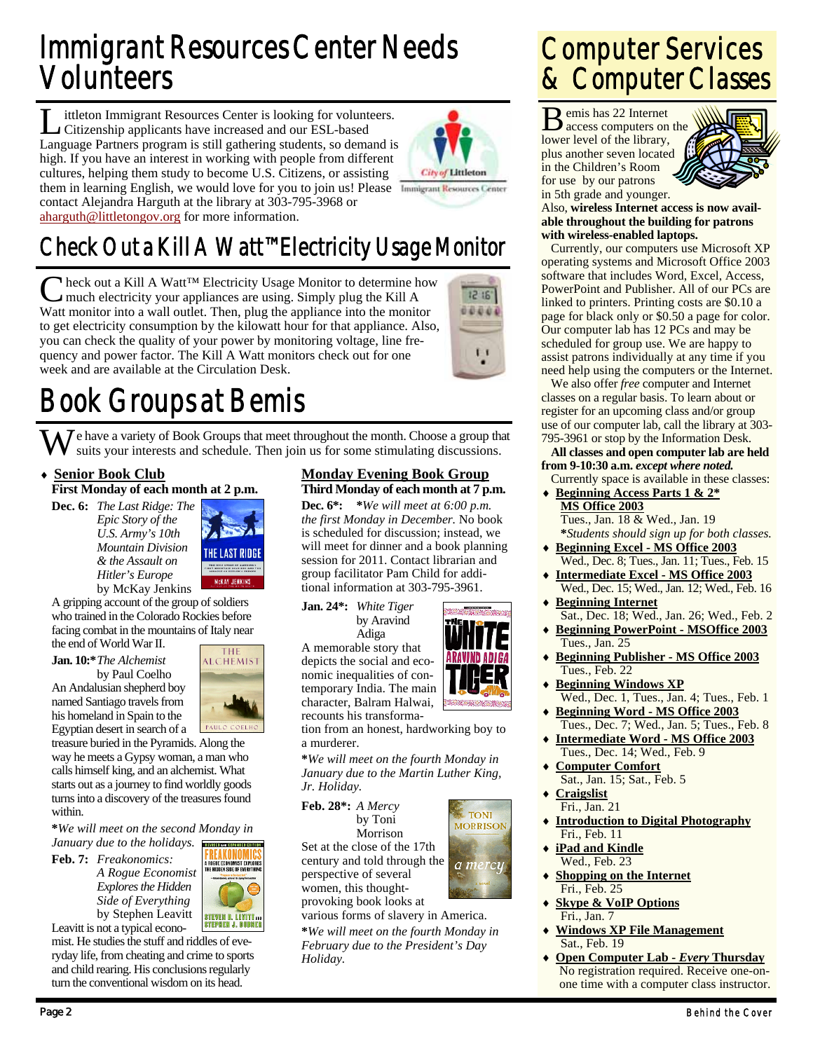# Immigrant Resources Center Needs Volunteers

Littleton Immigrant Resources Center is looking for volunteers. Citizenship applicants have increased and our ESL-based Language Partners program is still gathering students, so demand is high. If you have an interest in working with people from different cultures, helping them study to become U.S. Citizens, or assisting them in learning English, we would love for you to join us! Please contact Alejandra Harguth at the library at 303-795-3968 or aharguth@littletongov.org for more information.

# Check Out a Kill A Watt™ Electricity Usage Monitor

Check out a Kill A Watt™ Electricity Usage Monitor to determine how much electricity your appliances are using. Simply plug the Kill A Watt monitor into a wall outlet. Then, plug the appliance into the monitor to get electricity consumption by the kilowatt hour for that appliance. Also, you can check the quality of your power by monitoring voltage, line frequency and power factor. The Kill A Watt monitors check out for one week and are available at the Circulation Desk.

# Book Groups at Bemis

We have a variety of Book Groups that meet throughout the month. Choose a group that suits your interests and schedule. Then join us for some stimulating discussions.

### Senior Book Club

**First Monday of each month at 2 p.m.**

**Dec. 6:** *The Last Ridge: The Epic Story of the U.S. Army's 10th Mountain Division & the Assault on Hitler's Europe* by McKay Jenkins

A gripping account of the group of soldiers who trained in the Colorado Rockies before facing combat in the mountains of Italy near the end of World War II.

**Jan. 10:*** *The Alchemist* by Paul Coelho

An Andalusian shepherd boy named Santiago travels from his homeland in Spain to the Egyptian desert in search of a treasure buried in the Pyramids. Along the way he meets a Gypsy woman, a man who calls himself king, and an alchemist. What starts out as a journey to find worldly goods turns into a discovery of the treasures found within.

**\****We will meet on the second Monday in January due to the holidays.*

**Feb. 7:** *Freakonomics: A Rogue Economist Explores the Hidden Side of Everything* by Stephen Leavitt

Leavitt is not a typical economist. He studies the stuff and riddles of everyday life, from cheating and crime to sports and child rearing. His conclusions regularly turn the conventional wisdom on its head.

### Monday Evening Book Group

**Third Monday of each month at 7 p.m.**

**Dec. 6*:** **\****We will meet at 6:00 p.m. the first Monday in December.* No book is scheduled for discussion; instead, we will meet for dinner and a book planning session for 2011. Contact librarian and group facilitator Pam Child for additional information at 303-795-3961.

**Jan. 24*:** *White Tiger* by Aravind Adiga

A memorable story that depicts the social and economic inequalities of contemporary India. The main character, Balram Halwai, recounts his transformation from an honest, hardworking boy to a murderer.

**\****We will meet on the fourth Monday in January due to the Martin Luther King, Jr. Holiday.*

**Feb. 28*:** *A Mercy* by Toni Morrison

Set at the close of the 17th century and told through the perspective of several women, this thought-provoking book looks at various forms of slavery in America.

**\****We will meet on the fourth Monday in February due to the President's Day Holiday.*

# Computer Services & Computer Classes

Bemis has 22 Internet access computers on the lower level of the library, plus another seven located in the Children's Room for use by our patrons in 5th grade and younger. Also, **wireless Internet access is now available throughout the building for patrons with wireless-enabled laptops.**

Currently, our computers use Microsoft XP operating systems and Microsoft Office 2003 software that includes Word, Excel, Access, PowerPoint and Publisher. All of our PCs are linked to printers. Printing costs are $0.10 a page for black only or $0.50 a page for color. Our computer lab has 12 PCs and may be scheduled for group use. We are happy to assist patrons individually at any time if you need help using the computers or the Internet.

We also offer *free* computer and Internet classes on a regular basis. To learn about or register for an upcoming class and/or group use of our computer lab, call the library at 303-795-3961 or stop by the Information Desk.

**All classes and open computer lab are held from 9-10:30 a.m.** ***except where noted.***

Currently space is available in these classes:

- **Beginning Access Parts 1 & 2* MS Office 2003**
  Tues., Jan. 18 & Wed., Jan. 19
  **\****Students should sign up for both classes.*
- **Beginning Excel - MS Office 2003**
  Wed., Dec. 8; Tues., Jan. 11; Tues., Feb. 15
- **Intermediate Excel - MS Office 2003**
  Wed., Dec. 15; Wed., Jan. 12; Wed., Feb. 16
- **Beginning Internet**
  Sat., Dec. 18; Wed., Jan. 26; Wed., Feb. 2
- **Beginning PowerPoint - MSOffice 2003**
  Tues., Jan. 25
- **Beginning Publisher - MS Office 2003**
  Tues., Feb. 22
- **Beginning Windows XP**
  Wed., Dec. 1, Tues., Jan. 4; Tues., Feb. 1
- **Beginning Word - MS Office 2003**
  Tues., Dec. 7; Wed., Jan. 5; Tues., Feb. 8
- **Intermediate Word - MS Office 2003**
  Tues., Dec. 14; Wed., Feb. 9
- **Computer Comfort**
  Sat., Jan. 15; Sat., Feb. 5
- **Craigslist**
  Fri., Jan. 21
- **Introduction to Digital Photography**
  Fri., Feb. 11
- **iPad and Kindle**
  Wed., Feb. 23
- **Shopping on the Internet**
  Fri., Feb. 25
- **Skype & VoIP Options**
  Fri., Jan. 7
- **Windows XP File Management**
  Sat., Feb. 19
- **Open Computer Lab - *Every* Thursday**
  No registration required. Receive one-on-one time with a computer class instructor.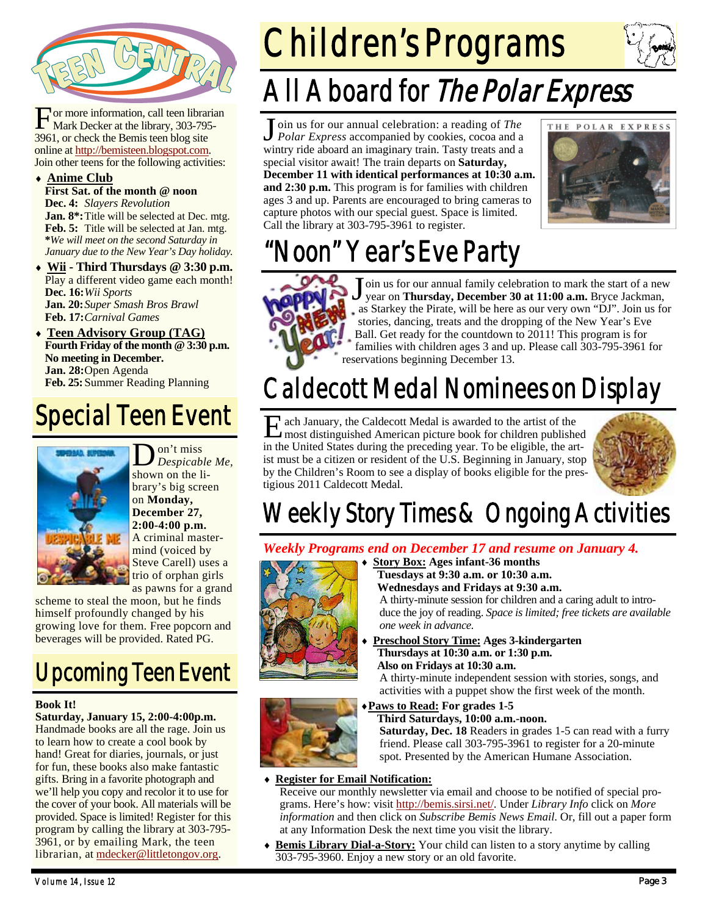# Teen Central

For more information, call teen librarian Mark Decker at the library, 303-795-3961, or check the Bemis teen blog site online at http://bemisteen.blogspot.com. Join other teens for the following activities:

- **Anime Club**
  **First Sat. of the month @ noon**
  **Dec. 4:** *Slayers Revolution*
  **Jan. 8*:** Title will be selected at Dec. mtg.
  **Feb. 5:** Title will be selected at Jan. mtg.
  ***We will meet on the second Saturday in January due to the New Year's Day holiday.***
- **Wii - Third Thursdays @ 3:30 p.m.**
  Play a different video game each month!
  **Dec. 16:** *Wii Sports*
  **Jan. 20:** *Super Smash Bros Brawl*
  **Feb. 17:** *Carnival Games*
- **Teen Advisory Group (TAG)**
  **Fourth Friday of the month @ 3:30 p.m.**
  **No meeting in December.**
  **Jan. 28:** Open Agenda
  **Feb. 25:** Summer Reading Planning

## Special Teen Event

Don't miss *Despicable Me*, shown on the library's big screen on **Monday, December 27, 2:00-4:00 p.m.** A criminal mastermind (voiced by Steve Carell) uses a trio of orphan girls as pawns for a grand scheme to steal the moon, but he finds himself profoundly changed by his growing love for them. Free popcorn and beverages will be provided. Rated PG.

## Upcoming Teen Event

**Book It!**
**Saturday, January 15, 2:00-4:00p.m.**
Handmade books are all the rage. Join us to learn how to create a cool book by hand! Great for diaries, journals, or just for fun, these books also make fantastic gifts. Bring in a favorite photograph and we'll help you copy and recolor it to use for the cover of your book. All materials will be provided. Space is limited! Register for this program by calling the library at 303-795-3961, or by emailing Mark, the teen librarian, at mdecker@littletongov.org.

# Children's Programs

## All Aboard for *The Polar Express*

Join us for our annual celebration: a reading of *The Polar Express* accompanied by cookies, cocoa and a wintry ride aboard an imaginary train. Tasty treats and a special visitor await! The train departs on **Saturday, December 11 with identical performances at 10:30 a.m. and 2:30 p.m.** This program is for families with children ages 3 and up. Parents are encouraged to bring cameras to capture photos with our special guest. Space is limited. Call the library at 303-795-3961 to register.

## "Noon" Year's Eve Party

Join us for our annual family celebration to mark the start of a new year on **Thursday, December 30 at 11:00 a.m.** Bryce Jackman, as Starkey the Pirate, will be here as our very own "DJ". Join us for stories, dancing, treats and the dropping of the New Year's Eve Ball. Get ready for the countdown to 2011! This program is for families with children ages 3 and up. Please call 303-795-3961 for reservations beginning December 13.

## Caldecott Medal Nominees on Display

Each January, the Caldecott Medal is awarded to the artist of the most distinguished American picture book for children published in the United States during the preceding year. To be eligible, the artist must be a citizen or resident of the U.S. Beginning in January, stop by the Children's Room to see a display of books eligible for the prestigious 2011 Caldecott Medal.

## Weekly Story Times & Ongoing Activities

***Weekly Programs end on December 17 and resume on January 4.***

- **Story Box: Ages infant-36 months**
  **Tuesdays at 9:30 a.m. or 10:30 a.m.**
  **Wednesdays and Fridays at 9:30 a.m.**
  A thirty-minute session for children and a caring adult to introduce the joy of reading. *Space is limited; free tickets are available one week in advance.*
- **Preschool Story Time: Ages 3-kindergarten**
  **Thursdays at 10:30 a.m. or 1:30 p.m.**
  **Also on Fridays at 10:30 a.m.**
  A thirty-minute independent session with stories, songs, and activities with a puppet show the first week of the month.
- **Paws to Read: For grades 1-5**
  **Third Saturdays, 10:00 a.m.-noon.**
  **Saturday, Dec. 18** Readers in grades 1-5 can read with a furry friend. Please call 303-795-3961 to register for a 20-minute spot. Presented by the American Humane Association.
- **Register for Email Notification:**
  Receive our monthly newsletter via email and choose to be notified of special programs. Here's how: visit http://bemis.sirsi.net/. Under *Library Info* click on *More information* and then click on *Subscribe Bemis News Email*. Or, fill out a paper form at any Information Desk the next time you visit the library.
- **Bemis Library Dial-a-Story:** Your child can listen to a story anytime by calling 303-795-3960. Enjoy a new story or an old favorite.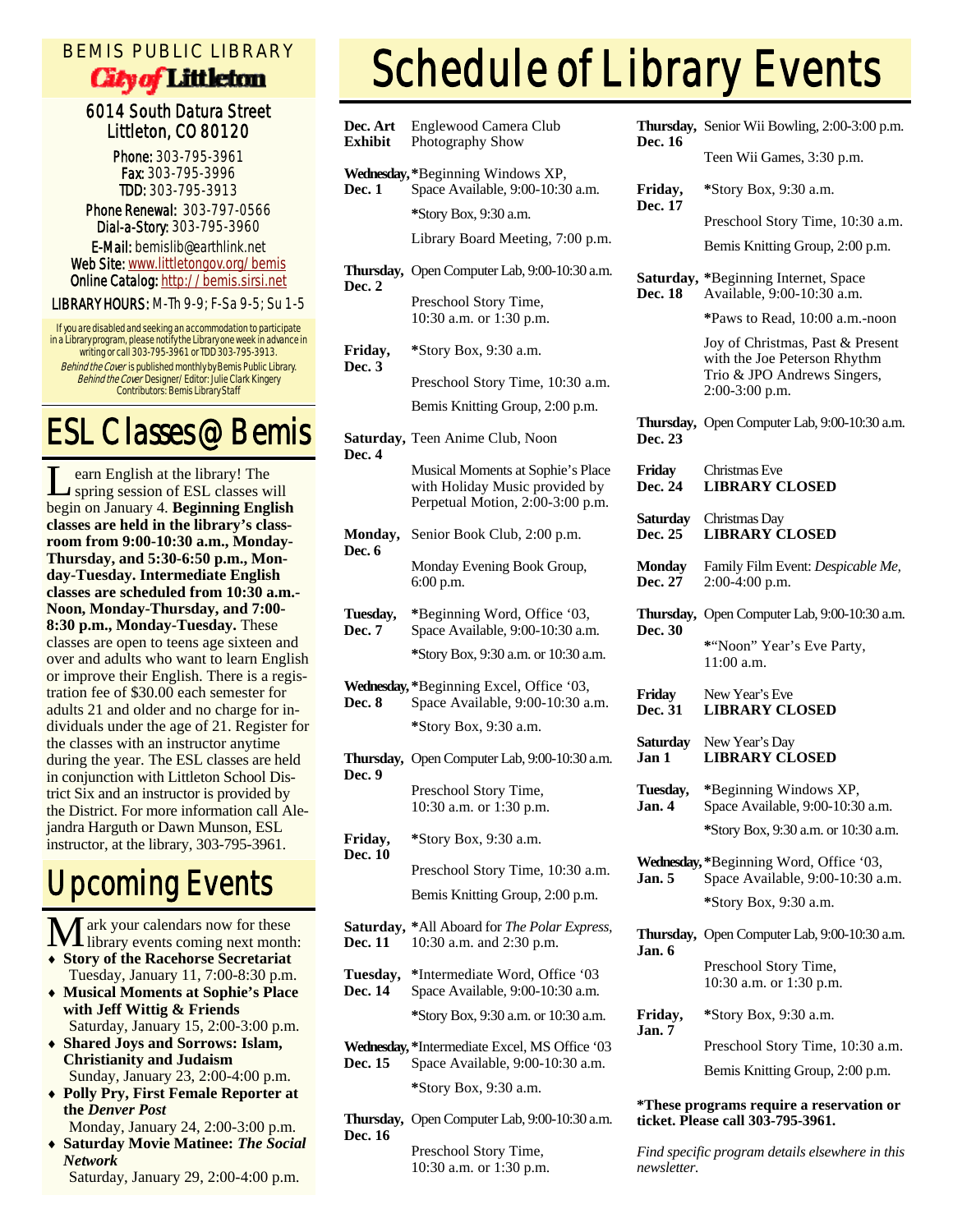BEMIS PUBLIC LIBRARY

City of Littleton

6014 South Datura Street
Littleton, CO 80120

Phone: 303-795-3961
Fax: 303-795-3996
TDD: 303-795-3913
Phone Renewal: 303-797-0566
Dial-a-Story: 303-795-3960
E-Mail: bemislib@earthlink.net
Web Site: www.littletongov.org/bemis
Online Catalog: http://bemis.sirsi.net

LIBRARY HOURS: M-Th 9-9; F-Sa 9-5; Su 1-5

If you are disabled and seeking an accommodation to participate in a Library program, please notify the Library one week in advance in writing or call 303-795-3961 or TDD 303-795-3913.
*Behind the Cover* is published monthly by Bemis Public Library.
*Behind the Cover* Designer/ Editor: Julie Clark Kingery
Contributors: Bemis Library Staff

# ESL Classes @ Bemis

Learn English at the library! The spring session of ESL classes will begin on January 4. **Beginning English classes are held in the library's classroom from 9:00-10:30 a.m., Monday-Thursday, and 5:30-6:50 p.m., Monday-Tuesday. Intermediate English classes are scheduled from 10:30 a.m.-Noon, Monday-Thursday, and 7:00-8:30 p.m., Monday-Tuesday.** These classes are open to teens age sixteen and over and adults who want to learn English or improve their English. There is a registration fee of $30.00 each semester for adults 21 and older and no charge for individuals under the age of 21. Register for the classes with an instructor anytime during the year. The ESL classes are held in conjunction with Littleton School District Six and an instructor is provided by the District. For more information call Alejandra Harguth or Dawn Munson, ESL instructor, at the library, 303-795-3961.

# Upcoming Events

Mark your calendars now for these library events coming next month:

- **Story of the Racehorse Secretariat**
  Tuesday, January 11, 7:00-8:30 p.m.
- **Musical Moments at Sophie's Place with Jeff Wittig & Friends**
  Saturday, January 15, 2:00-3:00 p.m.
- **Shared Joys and Sorrows: Islam, Christianity and Judaism**
  Sunday, January 23, 2:00-4:00 p.m.
- **Polly Pry, First Female Reporter at the *Denver Post***
  Monday, January 24, 2:00-3:00 p.m.
- **Saturday Movie Matinee: *The Social Network***
  Saturday, January 29, 2:00-4:00 p.m.

# Schedule of Library Events

| | |
|---|---|
| **Dec. Art Exhibit** | Englewood Camera Club Photography Show |
| **Wednesday, Dec. 1** | *Beginning Windows XP, Space Available, 9:00-10:30 a.m. |
| | *Story Box, 9:30 a.m. |
| | Library Board Meeting, 7:00 p.m. |
| **Thursday, Dec. 2** | Open Computer Lab, 9:00-10:30 a.m. |
| | Preschool Story Time, 10:30 a.m. or 1:30 p.m. |
| **Friday, Dec. 3** | *Story Box, 9:30 a.m. |
| | Preschool Story Time, 10:30 a.m. |
| | Bemis Knitting Group, 2:00 p.m. |
| **Saturday, Dec. 4** | Teen Anime Club, Noon |
| | Musical Moments at Sophie's Place with Holiday Music provided by Perpetual Motion, 2:00-3:00 p.m. |
| **Monday, Dec. 6** | Senior Book Club, 2:00 p.m. |
| | Monday Evening Book Group, 6:00 p.m. |
| **Tuesday, Dec. 7** | *Beginning Word, Office '03, Space Available, 9:00-10:30 a.m. |
| | *Story Box, 9:30 a.m. or 10:30 a.m. |
| **Wednesday, Dec. 8** | *Beginning Excel, Office '03, Space Available, 9:00-10:30 a.m. |
| | *Story Box, 9:30 a.m. |
| **Thursday, Dec. 9** | Open Computer Lab, 9:00-10:30 a.m. |
| | Preschool Story Time, 10:30 a.m. or 1:30 p.m. |
| **Friday, Dec. 10** | *Story Box, 9:30 a.m. |
| | Preschool Story Time, 10:30 a.m. |
| | Bemis Knitting Group, 2:00 p.m. |
| **Saturday, Dec. 11** | *All Aboard for *The Polar Express,* 10:30 a.m. and 2:30 p.m. |
| **Tuesday, Dec. 14** | *Intermediate Word, Office '03 Space Available, 9:00-10:30 a.m. |
| | *Story Box, 9:30 a.m. or 10:30 a.m. |
| **Wednesday, Dec. 15** | *Intermediate Excel, MS Office '03 Space Available, 9:00-10:30 a.m. |
| | *Story Box, 9:30 a.m. |
| **Thursday, Dec. 16** | Open Computer Lab, 9:00-10:30 a.m. |
| | Preschool Story Time, 10:30 a.m. or 1:30 p.m. |
| | Senior Wii Bowling, 2:00-3:00 p.m. |
| | Teen Wii Games, 3:30 p.m. |
| **Friday, Dec. 17** | *Story Box, 9:30 a.m. |
| | Preschool Story Time, 10:30 a.m. |
| | Bemis Knitting Group, 2:00 p.m. |
| **Saturday, Dec. 18** | *Beginning Internet, Space Available, 9:00-10:30 a.m. |
| | *Paws to Read, 10:00 a.m.-noon |
| | Joy of Christmas, Past & Present with the Joe Peterson Rhythm Trio & JPO Andrews Singers, 2:00-3:00 p.m. |
| **Thursday, Dec. 23** | Open Computer Lab, 9:00-10:30 a.m. |
| **Friday Dec. 24** | Christmas Eve **LIBRARY CLOSED** |
| **Saturday Dec. 25** | Christmas Day **LIBRARY CLOSED** |
| **Monday Dec. 27** | Family Film Event: *Despicable Me,* 2:00-4:00 p.m. |
| **Thursday, Dec. 30** | Open Computer Lab, 9:00-10:30 a.m. |
| | *"Noon" Year's Eve Party, 11:00 a.m. |
| **Friday Dec. 31** | New Year's Eve **LIBRARY CLOSED** |
| **Saturday Jan 1** | New Year's Day **LIBRARY CLOSED** |
| **Tuesday, Jan. 4** | *Beginning Windows XP, Space Available, 9:00-10:30 a.m. |
| | *Story Box, 9:30 a.m. or 10:30 a.m. |
| **Wednesday, Jan. 5** | *Beginning Word, Office '03, Space Available, 9:00-10:30 a.m. |
| | *Story Box, 9:30 a.m. |
| **Thursday, Jan. 6** | Open Computer Lab, 9:00-10:30 a.m. |
| | Preschool Story Time, 10:30 a.m. or 1:30 p.m. |
| **Friday, Jan. 7** | *Story Box, 9:30 a.m. |
| | Preschool Story Time, 10:30 a.m. |
| | Bemis Knitting Group, 2:00 p.m. |

**\*These programs require a reservation or ticket. Please call 303-795-3961.**

*Find specific program details elsewhere in this newsletter.*